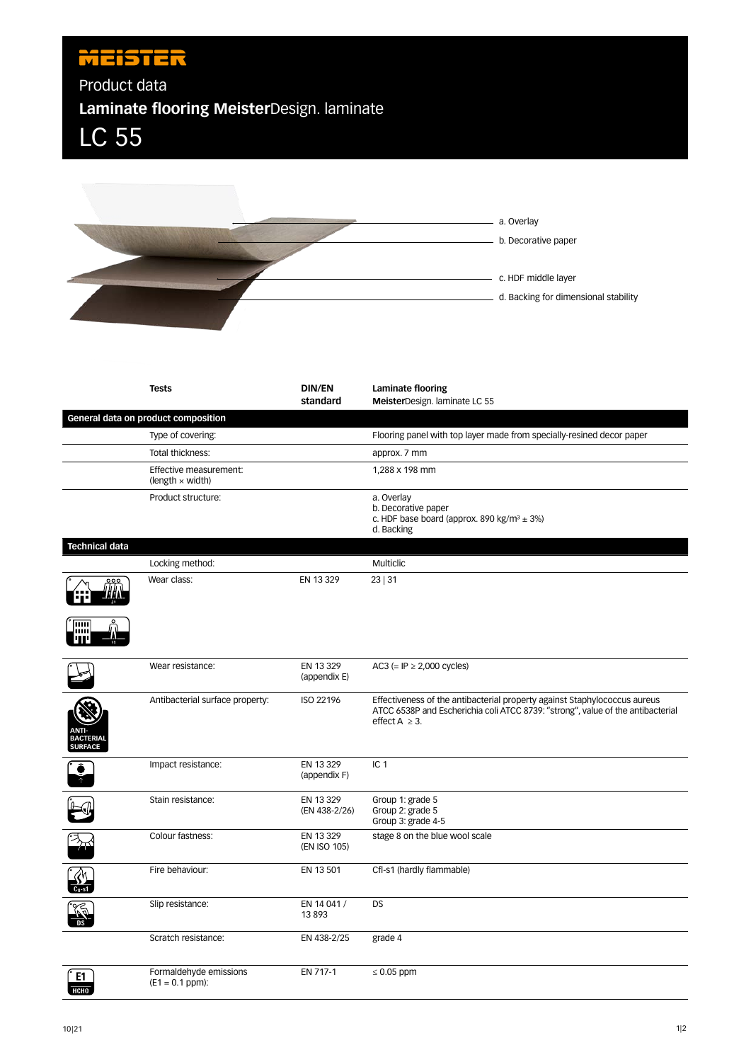# MEISTER

## Product data

## **Laminate flooring Meister**Design. laminate

# LC 55

a. Overlay

b. Decorative paper

c. HDF middle layer

d. Backing for dimensional stability

| Tests | DIN/EN standard | Laminate flooring **Meister**Design. laminate LC 55 |
|---|---|---|
| **General data on product composition** | | |
| Type of covering: | | Flooring panel with top layer made from specially-resined decor paper |
| Total thickness: | | approx. 7 mm |
| Effective measurement: (length × width) | | 1,288 x 198 mm |
| Product structure: | | a. Overlay<br>b. Decorative paper<br>c. HDF base board (approx. 890 kg/m³ ± 3%)<br>d. Backing |
| **Technical data** | | |
| Locking method: | | Multiclic |
| Wear class: | EN 13 329 | 23 \| 31 |
| Wear resistance: | EN 13 329 (appendix E) | AC3 (= IP ≥ 2,000 cycles) |
| Antibacterial surface property: | ISO 22196 | Effectiveness of the antibacterial property against Staphylococcus aureus ATCC 6538P and Escherichia coli ATCC 8739: "strong", value of the antibacterial effect A ≥ 3. |
| Impact resistance: | EN 13 329 (appendix F) | IC 1 |
| Stain resistance: | EN 13 329 (EN 438-2/26) | Group 1: grade 5<br>Group 2: grade 5<br>Group 3: grade 4-5 |
| Colour fastness: | EN 13 329 (EN ISO 105) | stage 8 on the blue wool scale |
| Fire behaviour: | EN 13 501 | Cfl-s1 (hardly flammable) |
| Slip resistance: | EN 14 041 / 13 893 | DS |
| Scratch resistance: | EN 438-2/25 | grade 4 |
| Formaldehyde emissions (E1 = 0.1 ppm): | EN 717-1 | ≤ 0.05 ppm |

10|21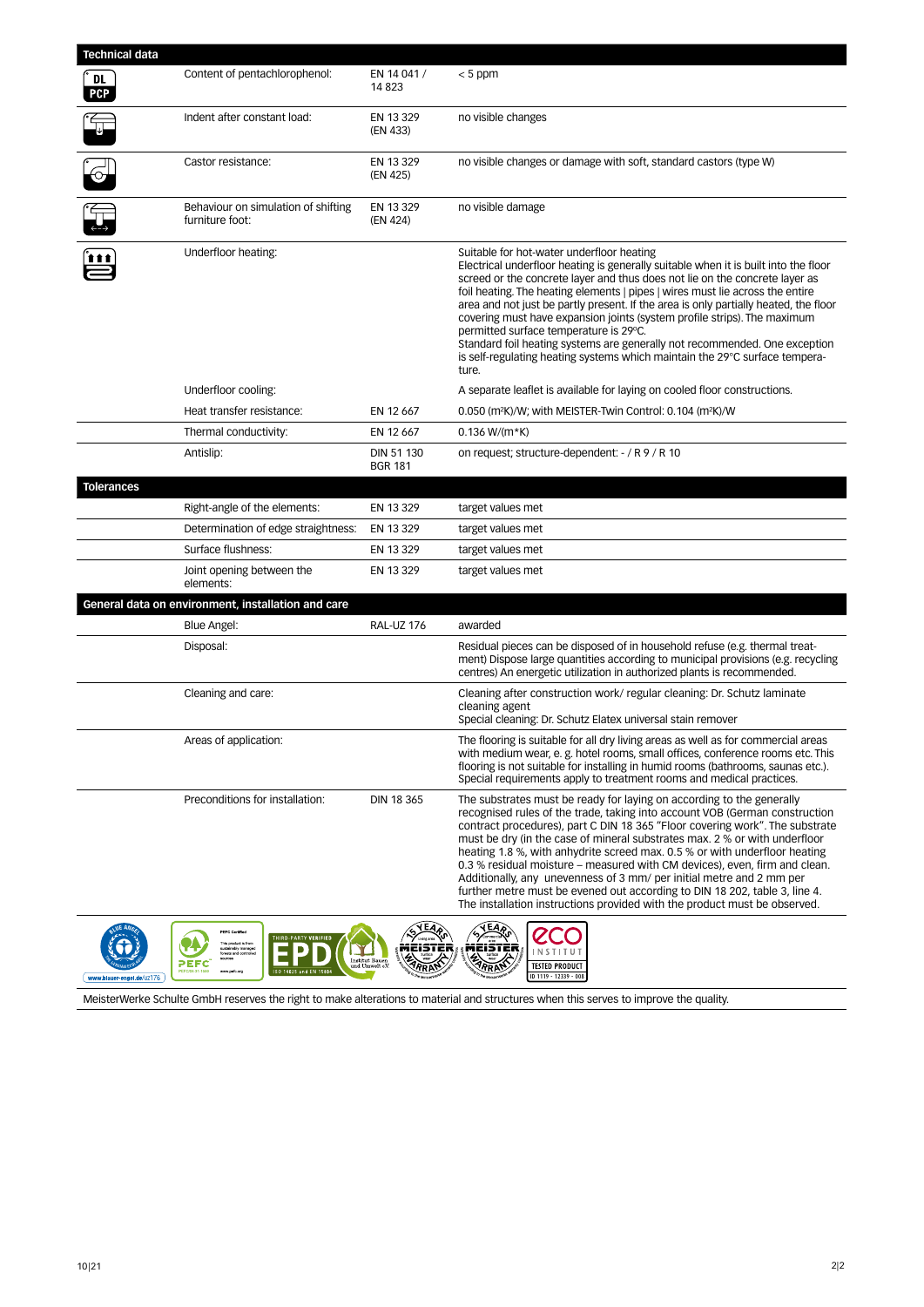## Technical data

| | | | |
|---|---|---|---|
| DL PCP | Content of pentachlorophenol: | EN 14 041 / 14 823 | < 5 ppm |
| | Indent after constant load: | EN 13 329 (EN 433) | no visible changes |
| | Castor resistance: | EN 13 329 (EN 425) | no visible changes or damage with soft, standard castors (type W) |
| | Behaviour on simulation of shifting furniture foot: | EN 13 329 (EN 424) | no visible damage |
| | Underfloor heating: | | Suitable for hot-water underfloor heating<br>Electrical underfloor heating is generally suitable when it is built into the floor screed or the concrete layer and thus does not lie on the concrete layer as foil heating. The heating elements \| pipes \| wires must lie across the entire area and not just be partly present. If the area is only partially heated, the floor covering must have expansion joints (system profile strips). The maximum permitted surface temperature is 29°C.<br>Standard foil heating systems are generally not recommended. One exception is self-regulating heating systems which maintain the 29°C surface temperature. |
| | Underfloor cooling: | | A separate leaflet is available for laying on cooled floor constructions. |
| | Heat transfer resistance: | EN 12 667 | 0.050 (m²K)/W; with MEISTER-Twin Control: 0.104 (m²K)/W |
| | Thermal conductivity: | EN 12 667 | 0.136 W/(m*K) |
| | Antislip: | DIN 51 130 BGR 181 | on request; structure-dependent: - / R 9 / R 10 |

## Tolerances

| | | | |
|---|---|---|---|
| | Right-angle of the elements: | EN 13 329 | target values met |
| | Determination of edge straightness: | EN 13 329 | target values met |
| | Surface flushness: | EN 13 329 | target values met |
| | Joint opening between the elements: | EN 13 329 | target values met |

## General data on environment, installation and care

| | | | |
|---|---|---|---|
| | Blue Angel: | RAL-UZ 176 | awarded |
| | Disposal: | | Residual pieces can be disposed of in household refuse (e.g. thermal treatment) Dispose large quantities according to municipal provisions (e.g. recycling centres) An energetic utilization in authorized plants is recommended. |
| | Cleaning and care: | | Cleaning after construction work/ regular cleaning: Dr. Schutz laminate cleaning agent<br>Special cleaning: Dr. Schutz Elatex universal stain remover |
| | Areas of application: | | The flooring is suitable for all dry living areas as well as for commercial areas with medium wear, e. g. hotel rooms, small offices, conference rooms etc. This flooring is not suitable for installing in humid rooms (bathrooms, saunas etc.). Special requirements apply to treatment rooms and medical practices. |
| | Preconditions for installation: | DIN 18 365 | The substrates must be ready for laying on according to the generally recognised rules of the trade, taking into account VOB (German construction contract procedures), part C DIN 18 365 "Floor covering work". The substrate must be dry (in the case of mineral substrates max. 2 % or with underfloor heating 1.8 %, with anhydrite screed max. 0.5 % or with underfloor heating 0.3 % residual moisture – measured with CM devices), even, firm and clean. Additionally, any unevenness of 3 mm/ per initial metre and 2 mm per further metre must be evened out according to DIN 18 202, table 3, line 4. The installation instructions provided with the product must be observed. |

www.blauer-engel.de/uz176 PEFC Certified PEFC/04-31-1001 www.pefc.org THIRD PARTY VERIFIED EPD ISO 14025 and EN 15804 Institut Bauen und Umwelt e.V. 15 YEARS MEISTER WARRANTY 5 YEARS MEISTER WARRANTY eco INSTITUT TESTED PRODUCT ID 1119 - 12339 - 008

MeisterWerke Schulte GmbH reserves the right to make alterations to material and structures when this serves to improve the quality.

10|21